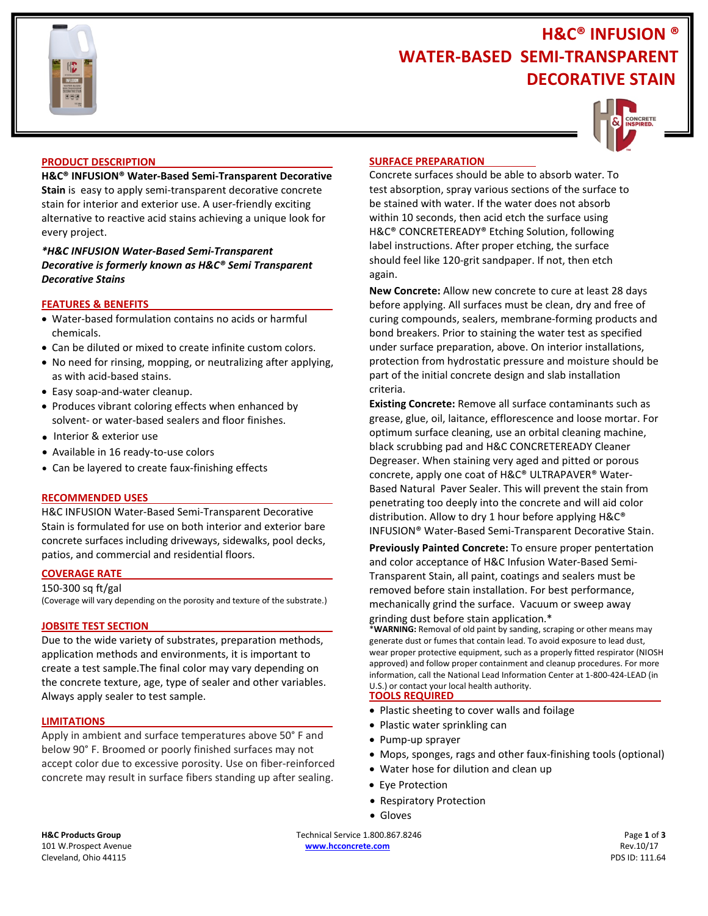# H&C® INFUSION ®
# WATER-BASED SEMI-TRANSPARENT DECORATIVE STAIN

## PRODUCT DESCRIPTION

**H&C® INFUSION® Water-Based Semi-Transparent Decorative Stain** is easy to apply semi-transparent decorative concrete stain for interior and exterior use. A user-friendly exciting alternative to reactive acid stains achieving a unique look for every project.

***H&C INFUSION Water-Based Semi-Transparent Decorative is formerly known as H&C® Semi Transparent Decorative Stains***

## FEATURES & BENEFITS

- Water-based formulation contains no acids or harmful chemicals.
- Can be diluted or mixed to create infinite custom colors.
- No need for rinsing, mopping, or neutralizing after applying, as with acid-based stains.
- Easy soap-and-water cleanup.
- Produces vibrant coloring effects when enhanced by solvent- or water-based sealers and floor finishes.
- Interior & exterior use
- Available in 16 ready-to-use colors
- Can be layered to create faux-finishing effects

## RECOMMENDED USES

H&C INFUSION Water-Based Semi-Transparent Decorative Stain is formulated for use on both interior and exterior bare concrete surfaces including driveways, sidewalks, pool decks, patios, and commercial and residential floors.

## COVERAGE RATE

150-300 sq ft/gal

(Coverage will vary depending on the porosity and texture of the substrate.)

## JOBSITE TEST SECTION

Due to the wide variety of substrates, preparation methods, application methods and environments, it is important to create a test sample.The final color may vary depending on the concrete texture, age, type of sealer and other variables. Always apply sealer to test sample.

## LIMITATIONS

Apply in ambient and surface temperatures above 50° F and below 90° F. Broomed or poorly finished surfaces may not accept color due to excessive porosity. Use on fiber-reinforced concrete may result in surface fibers standing up after sealing.

## SURFACE PREPARATION

Concrete surfaces should be able to absorb water. To test absorption, spray various sections of the surface to be stained with water. If the water does not absorb within 10 seconds, then acid etch the surface using H&C® CONCRETEREADY® Etching Solution, following label instructions. After proper etching, the surface should feel like 120-grit sandpaper. If not, then etch again.

**New Concrete:** Allow new concrete to cure at least 28 days before applying. All surfaces must be clean, dry and free of curing compounds, sealers, membrane-forming products and bond breakers. Prior to staining the water test as specified under surface preparation, above. On interior installations, protection from hydrostatic pressure and moisture should be part of the initial concrete design and slab installation criteria.

**Existing Concrete:** Remove all surface contaminants such as grease, glue, oil, laitance, efflorescence and loose mortar. For optimum surface cleaning, use an orbital cleaning machine, black scrubbing pad and H&C CONCRETEREADY Cleaner Degreaser. When staining very aged and pitted or porous concrete, apply one coat of H&C® ULTRAPAVER® Water-Based Natural Paver Sealer. This will prevent the stain from penetrating too deeply into the concrete and will aid color distribution. Allow to dry 1 hour before applying H&C® INFUSION® Water-Based Semi-Transparent Decorative Stain.

**Previously Painted Concrete:** To ensure proper pentertation and color acceptance of H&C Infusion Water-Based Semi-Transparent Stain, all paint, coatings and sealers must be removed before stain installation. For best performance, mechanically grind the surface. Vacuum or sweep away grinding dust before stain application.*

***WARNING:** Removal of old paint by sanding, scraping or other means may generate dust or fumes that contain lead. To avoid exposure to lead dust, wear proper protective equipment, such as a properly fitted respirator (NIOSH approved) and follow proper containment and cleanup procedures. For more information, call the National Lead Information Center at 1-800-424-LEAD (in U.S.) or contact your local health authority.

## TOOLS REQUIRED

- Plastic sheeting to cover walls and foilage
- Plastic water sprinkling can
- Pump-up sprayer
- Mops, sponges, rags and other faux-finishing tools (optional)
- Water hose for dilution and clean up
- Eye Protection
- Respiratory Protection
- Gloves

**H&C Products Group**
101 W.Prospect Avenue
Cleveland, Ohio 44115

Technical Service 1.800.867.8246
www.hcconcrete.com

Rev.10/17
PDS ID: 111.64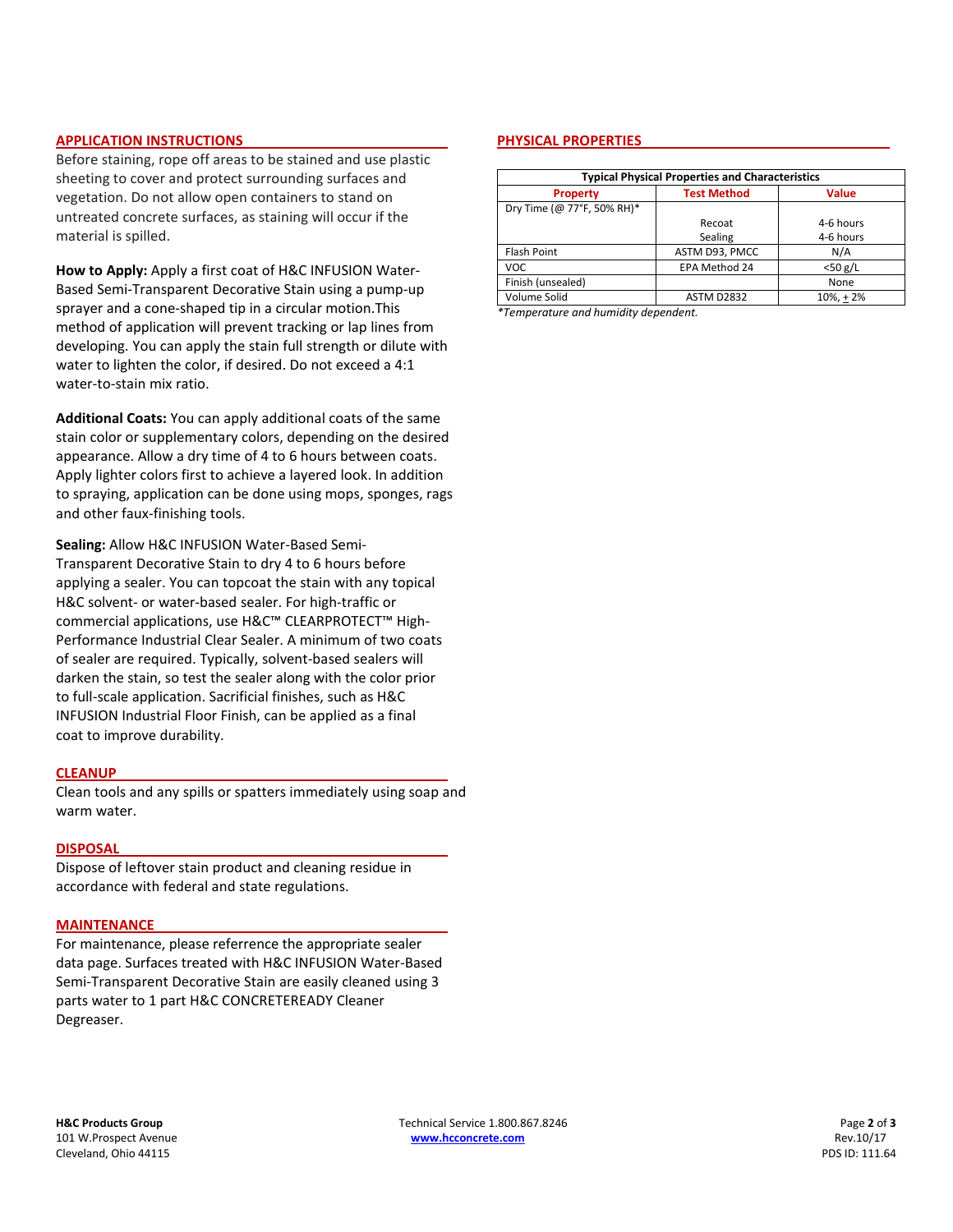## APPLICATION INSTRUCTIONS

Before staining, rope off areas to be stained and use plastic sheeting to cover and protect surrounding surfaces and vegetation. Do not allow open containers to stand on untreated concrete surfaces, as staining will occur if the material is spilled.

**How to Apply:** Apply a first coat of H&C INFUSION Water-Based Semi-Transparent Decorative Stain using a pump-up sprayer and a cone-shaped tip in a circular motion.This method of application will prevent tracking or lap lines from developing. You can apply the stain full strength or dilute with water to lighten the color, if desired. Do not exceed a 4:1 water-to-stain mix ratio.

**Additional Coats:** You can apply additional coats of the same stain color or supplementary colors, depending on the desired appearance. Allow a dry time of 4 to 6 hours between coats. Apply lighter colors first to achieve a layered look. In addition to spraying, application can be done using mops, sponges, rags and other faux-finishing tools.

**Sealing:** Allow H&C INFUSION Water-Based Semi-Transparent Decorative Stain to dry 4 to 6 hours before applying a sealer. You can topcoat the stain with any topical H&C solvent- or water-based sealer. For high-traffic or commercial applications, use H&C™ CLEARPROTECT™ High-Performance Industrial Clear Sealer. A minimum of two coats of sealer are required. Typically, solvent-based sealers will darken the stain, so test the sealer along with the color prior to full-scale application. Sacrificial finishes, such as H&C INFUSION Industrial Floor Finish, can be applied as a final coat to improve durability.

## CLEANUP

Clean tools and any spills or spatters immediately using soap and warm water.

## DISPOSAL

Dispose of leftover stain product and cleaning residue in accordance with federal and state regulations.

## MAINTENANCE

For maintenance, please referrence the appropriate sealer data page. Surfaces treated with H&C INFUSION Water-Based Semi-Transparent Decorative Stain are easily cleaned using 3 parts water to 1 part H&C CONCRETEREADY Cleaner Degreaser.

## PHYSICAL PROPERTIES

**Typical Physical Properties and Characteristics**

| Property | Test Method | Value |
|---|---|---|
| Dry Time (@ 77°F, 50% RH)* | | |
| | Recoat | 4-6 hours |
| | Sealing | 4-6 hours |
| Flash Point | ASTM D93, PMCC | N/A |
| VOC | EPA Method 24 | <50 g/L |
| Finish (unsealed) | | None |
| Volume Solid | ASTM D2832 | 10%, ± 2% |

*Temperature and humidity dependent.*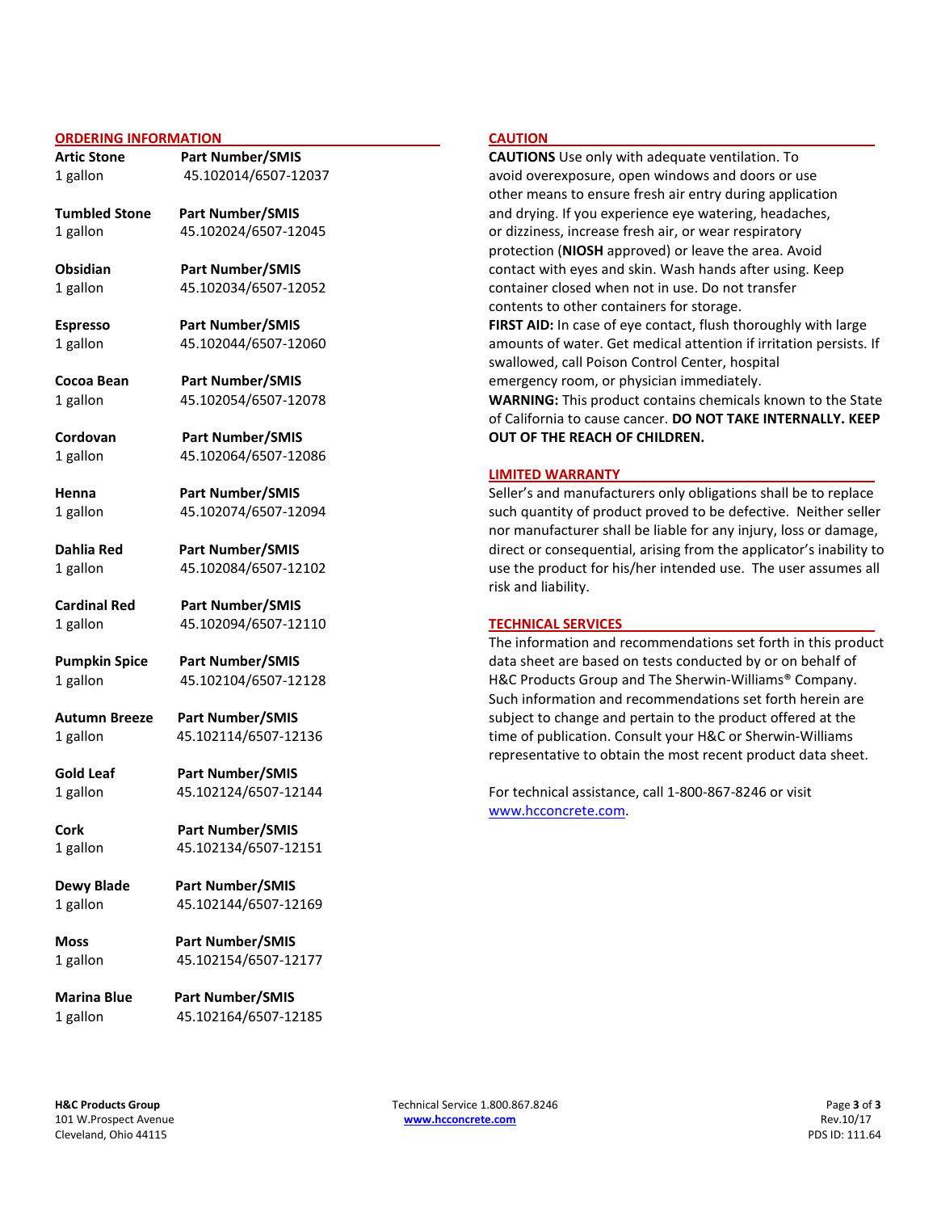## ORDERING INFORMATION

| | |
|---|---|
| **Artic Stone** | **Part Number/SMIS** |
| 1 gallon | 45.102014/6507-12037 |
| **Tumbled Stone** | **Part Number/SMIS** |
| 1 gallon | 45.102024/6507-12045 |
| **Obsidian** | **Part Number/SMIS** |
| 1 gallon | 45.102034/6507-12052 |
| **Espresso** | **Part Number/SMIS** |
| 1 gallon | 45.102044/6507-12060 |
| **Cocoa Bean** | **Part Number/SMIS** |
| 1 gallon | 45.102054/6507-12078 |
| **Cordovan** | **Part Number/SMIS** |
| 1 gallon | 45.102064/6507-12086 |
| **Henna** | **Part Number/SMIS** |
| 1 gallon | 45.102074/6507-12094 |
| **Dahlia Red** | **Part Number/SMIS** |
| 1 gallon | 45.102084/6507-12102 |
| **Cardinal Red** | **Part Number/SMIS** |
| 1 gallon | 45.102094/6507-12110 |
| **Pumpkin Spice** | **Part Number/SMIS** |
| 1 gallon | 45.102104/6507-12128 |
| **Autumn Breeze** | **Part Number/SMIS** |
| 1 gallon | 45.102114/6507-12136 |
| **Gold Leaf** | **Part Number/SMIS** |
| 1 gallon | 45.102124/6507-12144 |
| **Cork** | **Part Number/SMIS** |
| 1 gallon | 45.102134/6507-12151 |
| **Dewy Blade** | **Part Number/SMIS** |
| 1 gallon | 45.102144/6507-12169 |
| **Moss** | **Part Number/SMIS** |
| 1 gallon | 45.102154/6507-12177 |
| **Marina Blue** | **Part Number/SMIS** |
| 1 gallon | 45.102164/6507-12185 |

## CAUTION

**CAUTIONS** Use only with adequate ventilation. To avoid overexposure, open windows and doors or use other means to ensure fresh air entry during application and drying. If you experience eye watering, headaches, or dizziness, increase fresh air, or wear respiratory protection (**NIOSH** approved) or leave the area. Avoid contact with eyes and skin. Wash hands after using. Keep container closed when not in use. Do not transfer contents to other containers for storage.

**FIRST AID:** In case of eye contact, flush thoroughly with large amounts of water. Get medical attention if irritation persists. If swallowed, call Poison Control Center, hospital emergency room, or physician immediately.

**WARNING:** This product contains chemicals known to the State of California to cause cancer. **DO NOT TAKE INTERNALLY. KEEP OUT OF THE REACH OF CHILDREN.**

## LIMITED WARRANTY

Seller's and manufacturers only obligations shall be to replace such quantity of product proved to be defective. Neither seller nor manufacturer shall be liable for any injury, loss or damage, direct or consequential, arising from the applicator's inability to use the product for his/her intended use. The user assumes all risk and liability.

## TECHNICAL SERVICES

The information and recommendations set forth in this product data sheet are based on tests conducted by or on behalf of H&C Products Group and The Sherwin-Williams® Company. Such information and recommendations set forth herein are subject to change and pertain to the product offered at the time of publication. Consult your H&C or Sherwin-Williams representative to obtain the most recent product data sheet.

For technical assistance, call 1-800-867-8246 or visit www.hcconcrete.com.

**H&C Products Group**
101 W.Prospect Avenue
Cleveland, Ohio 44115

Technical Service 1.800.867.8246
**www.hcconcrete.com**

Rev.10/17
PDS ID: 111.64